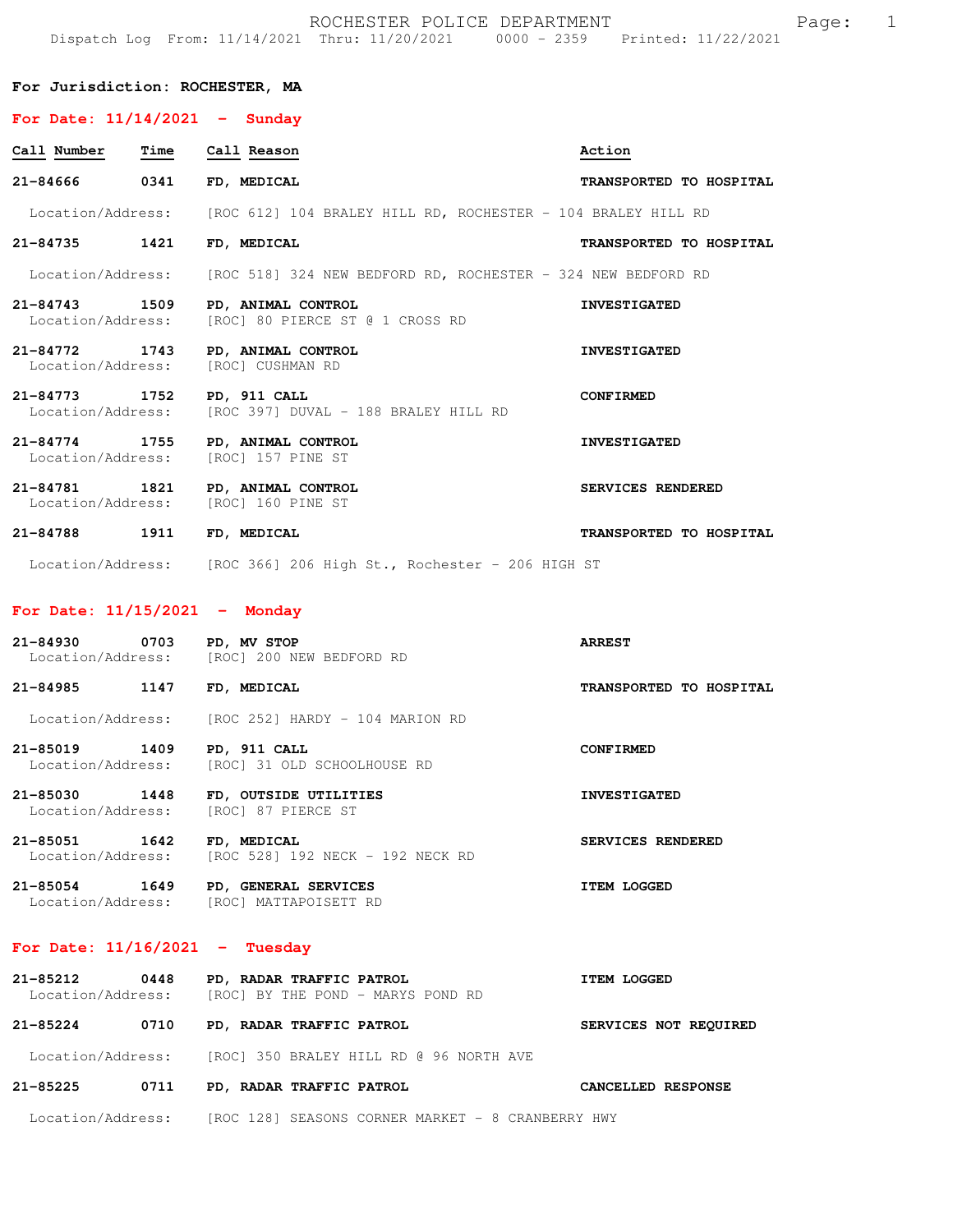# ROCHESTER POLICE DEPARTMENT

Dispatch Log From: 11/14/2021 Thru: 11/20/2021 0000 - 2359 Printed: 11/22/2021

**For Jurisdiction: ROCHESTER, MA**

## For Date: 11/14/2021 - Sunday

| Call Number | Time | Call Reason | Action |
|---|---|---|---|
| **21-84666** | **0341** | **FD, MEDICAL** | **TRANSPORTED TO HOSPITAL** |
| Location/Address: | | [ROC 612] 104 BRALEY HILL RD, ROCHESTER - 104 BRALEY HILL RD | |
| **21-84735** | **1421** | **FD, MEDICAL** | **TRANSPORTED TO HOSPITAL** |
| Location/Address: | | [ROC 518] 324 NEW BEDFORD RD, ROCHESTER - 324 NEW BEDFORD RD | |
| **21-84743** | **1509** | **PD, ANIMAL CONTROL** | **INVESTIGATED** |
| Location/Address: | | [ROC] 80 PIERCE ST @ 1 CROSS RD | |
| **21-84772** | **1743** | **PD, ANIMAL CONTROL** | **INVESTIGATED** |
| Location/Address: | | [ROC] CUSHMAN RD | |
| **21-84773** | **1752** | **PD, 911 CALL** | **CONFIRMED** |
| Location/Address: | | [ROC 397] DUVAL - 188 BRALEY HILL RD | |
| **21-84774** | **1755** | **PD, ANIMAL CONTROL** | **INVESTIGATED** |
| Location/Address: | | [ROC] 157 PINE ST | |
| **21-84781** | **1821** | **PD, ANIMAL CONTROL** | **SERVICES RENDERED** |
| Location/Address: | | [ROC] 160 PINE ST | |
| **21-84788** | **1911** | **FD, MEDICAL** | **TRANSPORTED TO HOSPITAL** |
| Location/Address: | | [ROC 366] 206 High St., Rochester - 206 HIGH ST | |

## For Date: 11/15/2021 - Monday

| Call Number | Time | Call Reason | Action |
|---|---|---|---|
| **21-84930** | **0703** | **PD, MV STOP** | **ARREST** |
| Location/Address: | | [ROC] 200 NEW BEDFORD RD | |
| **21-84985** | **1147** | **FD, MEDICAL** | **TRANSPORTED TO HOSPITAL** |
| Location/Address: | | [ROC 252] HARDY - 104 MARION RD | |
| **21-85019** | **1409** | **PD, 911 CALL** | **CONFIRMED** |
| Location/Address: | | [ROC] 31 OLD SCHOOLHOUSE RD | |
| **21-85030** | **1448** | **FD, OUTSIDE UTILITIES** | **INVESTIGATED** |
| Location/Address: | | [ROC] 87 PIERCE ST | |
| **21-85051** | **1642** | **FD, MEDICAL** | **SERVICES RENDERED** |
| Location/Address: | | [ROC 528] 192 NECK - 192 NECK RD | |
| **21-85054** | **1649** | **PD, GENERAL SERVICES** | **ITEM LOGGED** |
| Location/Address: | | [ROC] MATTAPOISETT RD | |

## For Date: 11/16/2021 - Tuesday

| Call Number | Time | Call Reason | Action |
|---|---|---|---|
| **21-85212** | **0448** | **PD, RADAR TRAFFIC PATROL** | **ITEM LOGGED** |
| Location/Address: | | [ROC] BY THE POND - MARYS POND RD | |
| **21-85224** | **0710** | **PD, RADAR TRAFFIC PATROL** | **SERVICES NOT REQUIRED** |
| Location/Address: | | [ROC] 350 BRALEY HILL RD @ 96 NORTH AVE | |
| **21-85225** | **0711** | **PD, RADAR TRAFFIC PATROL** | **CANCELLED RESPONSE** |
| Location/Address: | | [ROC 128] SEASONS CORNER MARKET - 8 CRANBERRY HWY | |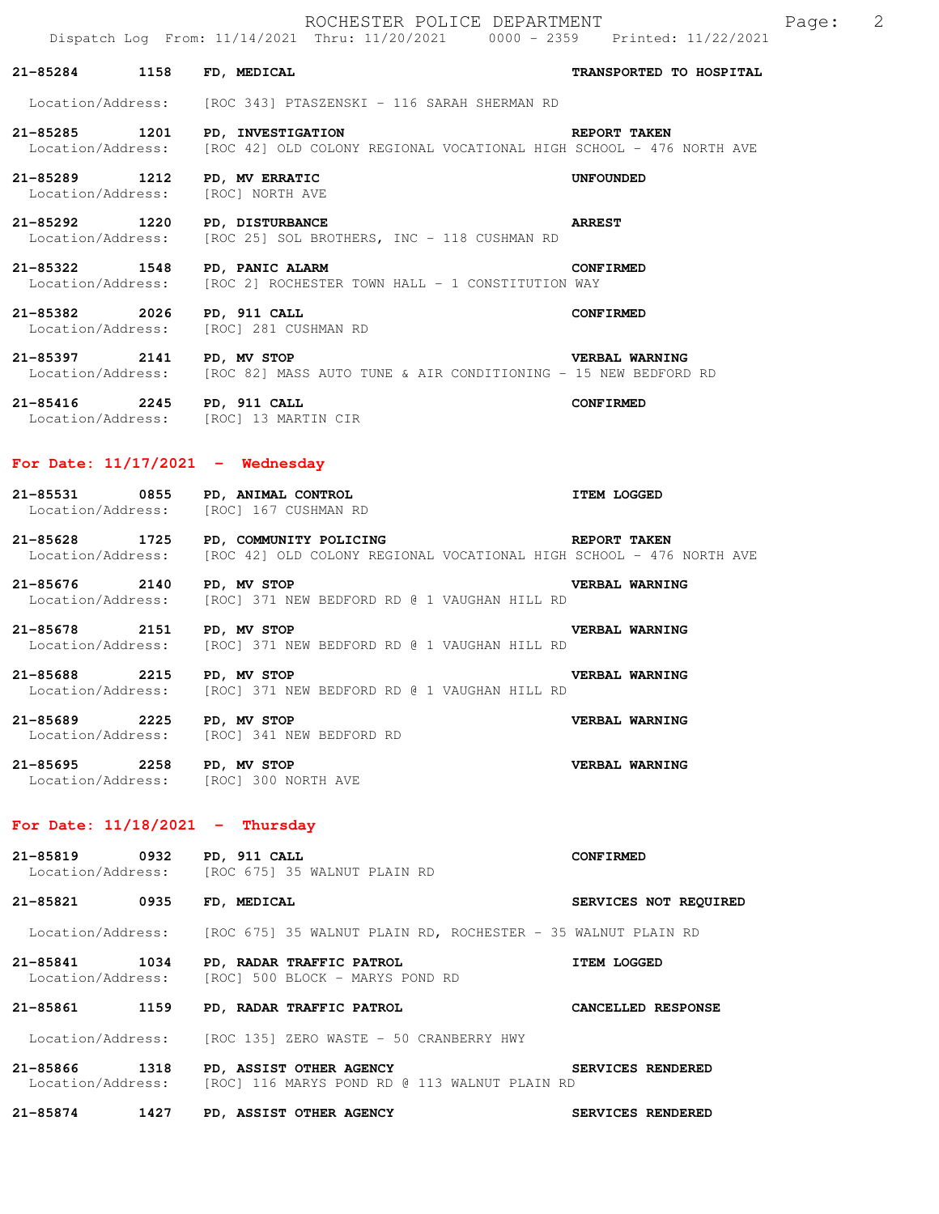**21-85284 1158 FD, MEDICAL** — **TRANSPORTED TO HOSPITAL**
Location/Address: [ROC 343] PTASZENSKI - 116 SARAH SHERMAN RD

**21-85285 1201 PD, INVESTIGATION** — **REPORT TAKEN**
Location/Address: [ROC 42] OLD COLONY REGIONAL VOCATIONAL HIGH SCHOOL - 476 NORTH AVE

**21-85289 1212 PD, MV ERRATIC** — **UNFOUNDED**
Location/Address: [ROC] NORTH AVE

**21-85292 1220 PD, DISTURBANCE** — **ARREST**
Location/Address: [ROC 25] SOL BROTHERS, INC - 118 CUSHMAN RD

**21-85322 1548 PD, PANIC ALARM** — **CONFIRMED**
Location/Address: [ROC 2] ROCHESTER TOWN HALL - 1 CONSTITUTION WAY

**21-85382 2026 PD, 911 CALL** — **CONFIRMED**
Location/Address: [ROC] 281 CUSHMAN RD

**21-85397 2141 PD, MV STOP** — **VERBAL WARNING**
Location/Address: [ROC 82] MASS AUTO TUNE & AIR CONDITIONING - 15 NEW BEDFORD RD

**21-85416 2245 PD, 911 CALL** — **CONFIRMED**
Location/Address: [ROC] 13 MARTIN CIR

## For Date: 11/17/2021 - Wednesday

**21-85531 0855 PD, ANIMAL CONTROL** — **ITEM LOGGED**
Location/Address: [ROC] 167 CUSHMAN RD

**21-85628 1725 PD, COMMUNITY POLICING** — **REPORT TAKEN**
Location/Address: [ROC 42] OLD COLONY REGIONAL VOCATIONAL HIGH SCHOOL - 476 NORTH AVE

**21-85676 2140 PD, MV STOP** — **VERBAL WARNING**
Location/Address: [ROC] 371 NEW BEDFORD RD @ 1 VAUGHAN HILL RD

**21-85678 2151 PD, MV STOP** — **VERBAL WARNING**
Location/Address: [ROC] 371 NEW BEDFORD RD @ 1 VAUGHAN HILL RD

**21-85688 2215 PD, MV STOP** — **VERBAL WARNING**
Location/Address: [ROC] 371 NEW BEDFORD RD @ 1 VAUGHAN HILL RD

**21-85689 2225 PD, MV STOP** — **VERBAL WARNING**
Location/Address: [ROC] 341 NEW BEDFORD RD

**21-85695 2258 PD, MV STOP** — **VERBAL WARNING**
Location/Address: [ROC] 300 NORTH AVE

## For Date: 11/18/2021 - Thursday

**21-85819 0932 PD, 911 CALL** — **CONFIRMED**
Location/Address: [ROC 675] 35 WALNUT PLAIN RD

**21-85821 0935 FD, MEDICAL** — **SERVICES NOT REQUIRED**
Location/Address: [ROC 675] 35 WALNUT PLAIN RD, ROCHESTER - 35 WALNUT PLAIN RD

**21-85841 1034 PD, RADAR TRAFFIC PATROL** — **ITEM LOGGED**
Location/Address: [ROC] 500 BLOCK - MARYS POND RD

**21-85861 1159 PD, RADAR TRAFFIC PATROL** — **CANCELLED RESPONSE**
Location/Address: [ROC 135] ZERO WASTE - 50 CRANBERRY HWY

**21-85866 1318 PD, ASSIST OTHER AGENCY** — **SERVICES RENDERED**
Location/Address: [ROC] 116 MARYS POND RD @ 113 WALNUT PLAIN RD

**21-85874 1427 PD, ASSIST OTHER AGENCY** — **SERVICES RENDERED**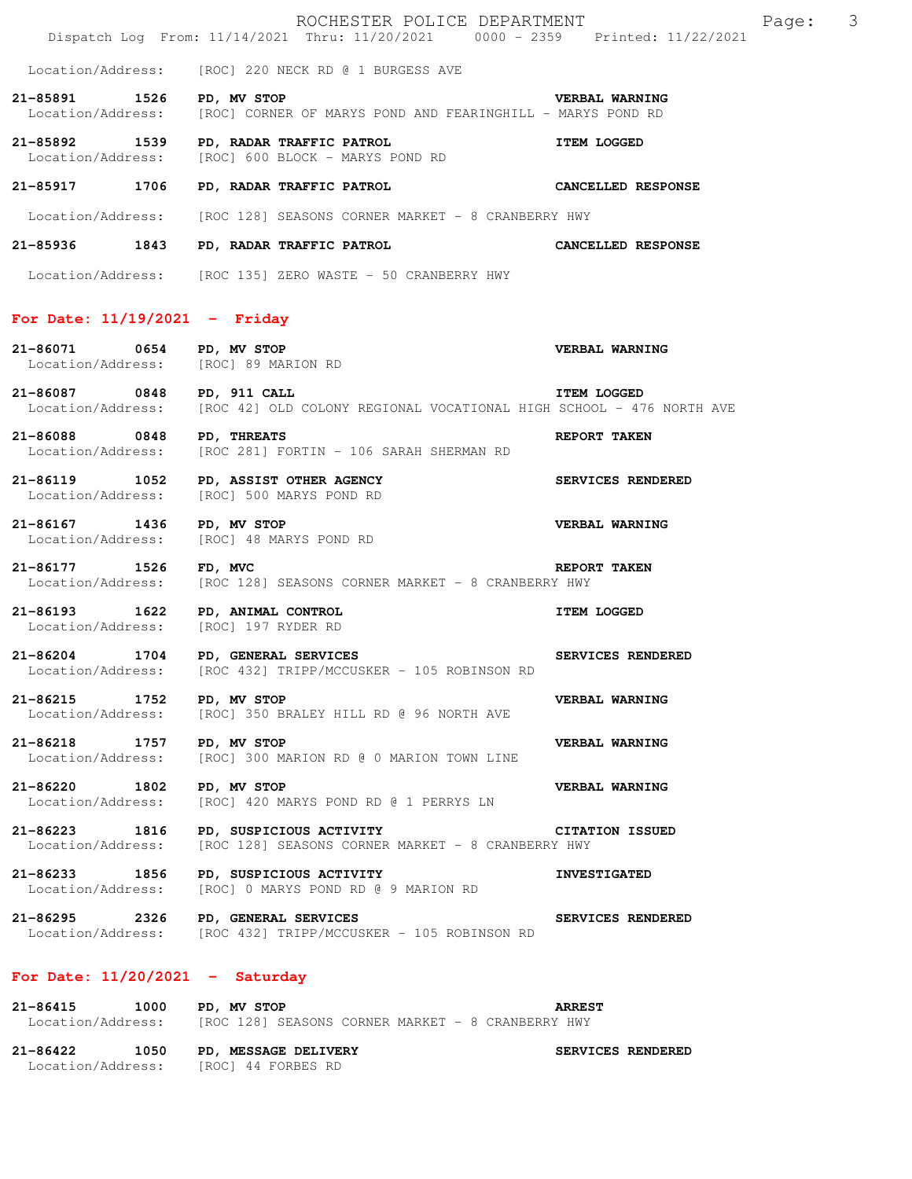Location/Address: [ROC] 220 NECK RD @ 1 BURGESS AVE

**21-85891 1526 PD, MV STOP** **VERBAL WARNING**
Location/Address: [ROC] CORNER OF MARYS POND AND FEARINGHILL - MARYS POND RD

**21-85892 1539 PD, RADAR TRAFFIC PATROL** **ITEM LOGGED**
Location/Address: [ROC] 600 BLOCK - MARYS POND RD

**21-85917 1706 PD, RADAR TRAFFIC PATROL** **CANCELLED RESPONSE**
Location/Address: [ROC 128] SEASONS CORNER MARKET - 8 CRANBERRY HWY

**21-85936 1843 PD, RADAR TRAFFIC PATROL** **CANCELLED RESPONSE**
Location/Address: [ROC 135] ZERO WASTE - 50 CRANBERRY HWY

## For Date: 11/19/2021 - Friday

**21-86071 0654 PD, MV STOP** **VERBAL WARNING**
Location/Address: [ROC] 89 MARION RD

**21-86087 0848 PD, 911 CALL** **ITEM LOGGED**
Location/Address: [ROC 42] OLD COLONY REGIONAL VOCATIONAL HIGH SCHOOL - 476 NORTH AVE

**21-86088 0848 PD, THREATS** **REPORT TAKEN**
Location/Address: [ROC 281] FORTIN - 106 SARAH SHERMAN RD

**21-86119 1052 PD, ASSIST OTHER AGENCY** **SERVICES RENDERED**
Location/Address: [ROC] 500 MARYS POND RD

**21-86167 1436 PD, MV STOP** **VERBAL WARNING**
Location/Address: [ROC] 48 MARYS POND RD

**21-86177 1526 FD, MVC** **REPORT TAKEN**
Location/Address: [ROC 128] SEASONS CORNER MARKET - 8 CRANBERRY HWY

**21-86193 1622 PD, ANIMAL CONTROL** **ITEM LOGGED**
Location/Address: [ROC] 197 RYDER RD

**21-86204 1704 PD, GENERAL SERVICES** **SERVICES RENDERED**
Location/Address: [ROC 432] TRIPP/MCCUSKER - 105 ROBINSON RD

**21-86215 1752 PD, MV STOP** **VERBAL WARNING**
Location/Address: [ROC] 350 BRALEY HILL RD @ 96 NORTH AVE

**21-86218 1757 PD, MV STOP** **VERBAL WARNING**
Location/Address: [ROC] 300 MARION RD @ 0 MARION TOWN LINE

**21-86220 1802 PD, MV STOP** **VERBAL WARNING**
Location/Address: [ROC] 420 MARYS POND RD @ 1 PERRYS LN

**21-86223 1816 PD, SUSPICIOUS ACTIVITY** **CITATION ISSUED**
Location/Address: [ROC 128] SEASONS CORNER MARKET - 8 CRANBERRY HWY

**21-86233 1856 PD, SUSPICIOUS ACTIVITY** **INVESTIGATED**
Location/Address: [ROC] 0 MARYS POND RD @ 9 MARION RD

**21-86295 2326 PD, GENERAL SERVICES** **SERVICES RENDERED**
Location/Address: [ROC 432] TRIPP/MCCUSKER - 105 ROBINSON RD

## For Date: 11/20/2021 - Saturday

**21-86415 1000 PD, MV STOP** **ARREST**
Location/Address: [ROC 128] SEASONS CORNER MARKET - 8 CRANBERRY HWY

**21-86422 1050 PD, MESSAGE DELIVERY** **SERVICES RENDERED**
Location/Address: [ROC] 44 FORBES RD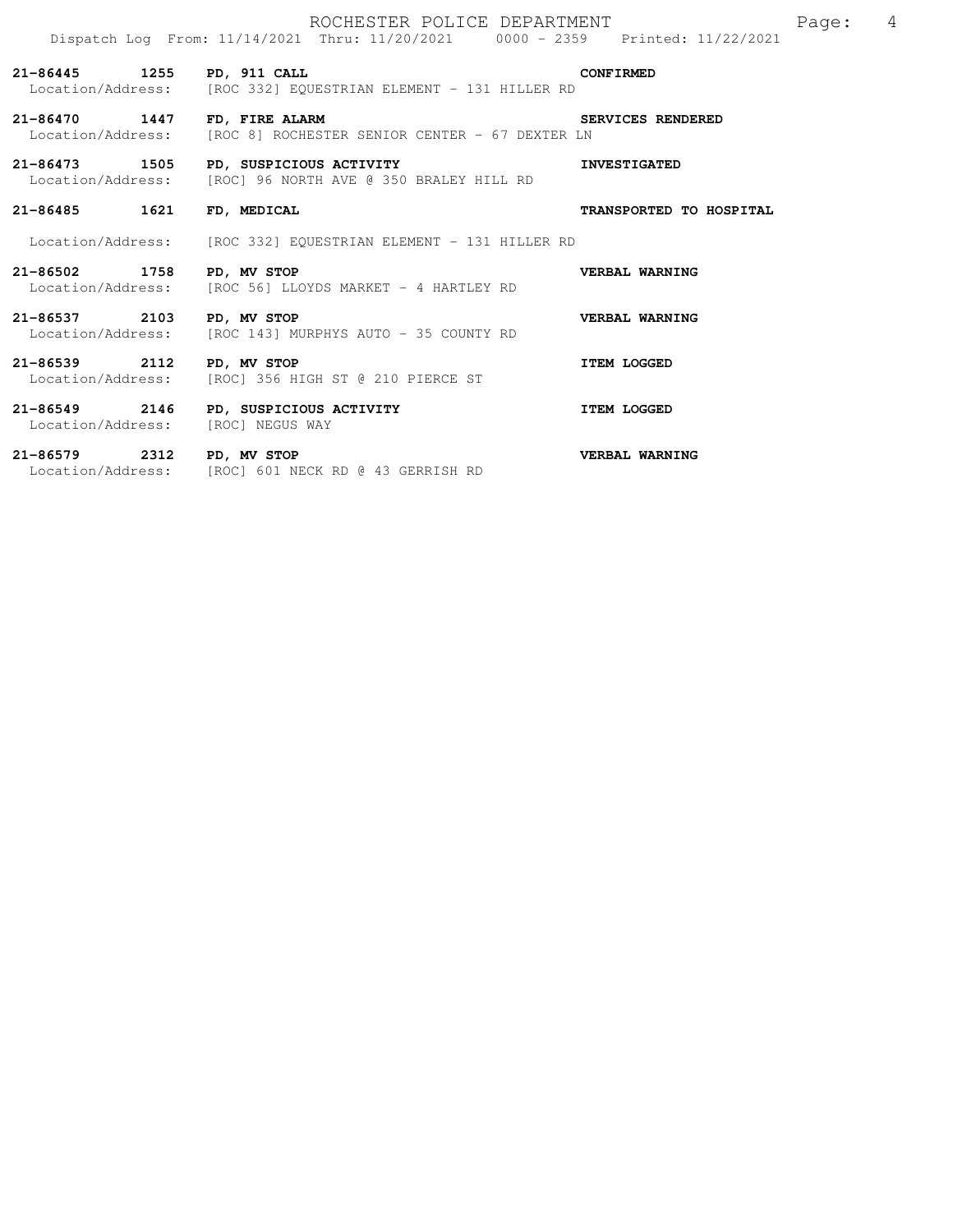**21-86445 1255 PD, 911 CALL** **CONFIRMED**
Location/Address: [ROC 332] EQUESTRIAN ELEMENT - 131 HILLER RD

**21-86470 1447 FD, FIRE ALARM** **SERVICES RENDERED**
Location/Address: [ROC 8] ROCHESTER SENIOR CENTER - 67 DEXTER LN

**21-86473 1505 PD, SUSPICIOUS ACTIVITY** **INVESTIGATED**
Location/Address: [ROC] 96 NORTH AVE @ 350 BRALEY HILL RD

**21-86485 1621 FD, MEDICAL** **TRANSPORTED TO HOSPITAL**

Location/Address: [ROC 332] EQUESTRIAN ELEMENT - 131 HILLER RD

**21-86502 1758 PD, MV STOP** **VERBAL WARNING**
Location/Address: [ROC 56] LLOYDS MARKET - 4 HARTLEY RD

**21-86537 2103 PD, MV STOP** **VERBAL WARNING**
Location/Address: [ROC 143] MURPHYS AUTO - 35 COUNTY RD

**21-86539 2112 PD, MV STOP** **ITEM LOGGED**
Location/Address: [ROC] 356 HIGH ST @ 210 PIERCE ST

**21-86549 2146 PD, SUSPICIOUS ACTIVITY** **ITEM LOGGED**
Location/Address: [ROC] NEGUS WAY

**21-86579 2312 PD, MV STOP** **VERBAL WARNING**
Location/Address: [ROC] 601 NECK RD @ 43 GERRISH RD